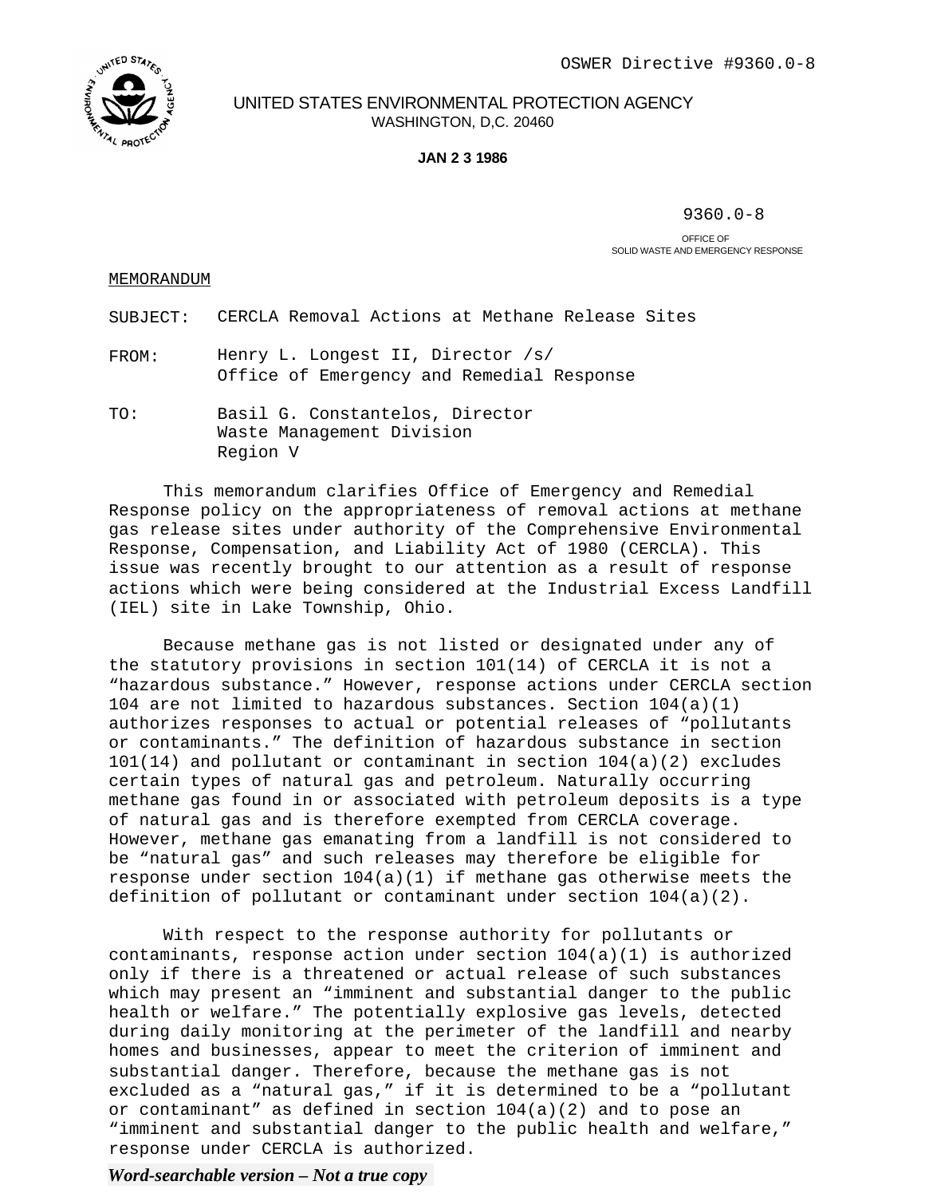OSWER Directive #9360.0-8

UNITED STATES ENVIRONMENTAL PROTECTION AGENCY
WASHINGTON, D,C. 20460

**JAN 2 3 1986**

9360.0-8

OFFICE OF
SOLID WASTE AND EMERGENCY RESPONSE

MEMORANDUM

SUBJECT: CERCLA Removal Actions at Methane Release Sites

FROM: Henry L. Longest II, Director /s/
Office of Emergency and Remedial Response

TO: Basil G. Constantelos, Director
Waste Management Division
Region V

This memorandum clarifies Office of Emergency and Remedial Response policy on the appropriateness of removal actions at methane gas release sites under authority of the Comprehensive Environmental Response, Compensation, and Liability Act of 1980 (CERCLA). This issue was recently brought to our attention as a result of response actions which were being considered at the Industrial Excess Landfill (IEL) site in Lake Township, Ohio.

Because methane gas is not listed or designated under any of the statutory provisions in section 101(14) of CERCLA it is not a "hazardous substance." However, response actions under CERCLA section 104 are not limited to hazardous substances. Section 104(a)(1) authorizes responses to actual or potential releases of "pollutants or contaminants." The definition of hazardous substance in section 101(14) and pollutant or contaminant in section 104(a)(2) excludes certain types of natural gas and petroleum. Naturally occurring methane gas found in or associated with petroleum deposits is a type of natural gas and is therefore exempted from CERCLA coverage. However, methane gas emanating from a landfill is not considered to be "natural gas" and such releases may therefore be eligible for response under section 104(a)(1) if methane gas otherwise meets the definition of pollutant or contaminant under section 104(a)(2).

With respect to the response authority for pollutants or contaminants, response action under section 104(a)(1) is authorized only if there is a threatened or actual release of such substances which may present an "imminent and substantial danger to the public health or welfare." The potentially explosive gas levels, detected during daily monitoring at the perimeter of the landfill and nearby homes and businesses, appear to meet the criterion of imminent and substantial danger. Therefore, because the methane gas is not excluded as a "natural gas," if it is determined to be a "pollutant or contaminant" as defined in section 104(a)(2) and to pose an "imminent and substantial danger to the public health and welfare," response under CERCLA is authorized.

*Word-searchable version – Not a true copy*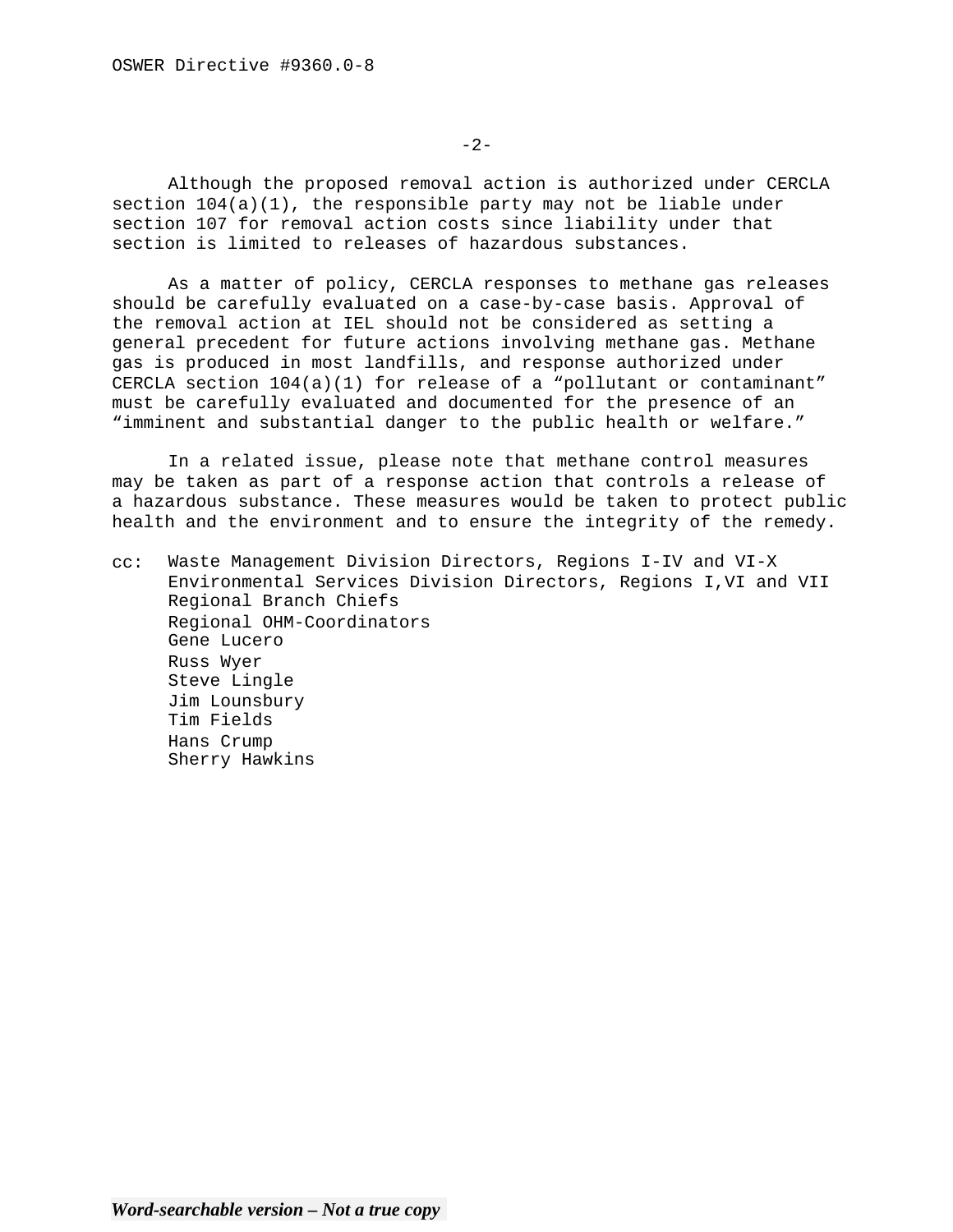Although the proposed removal action is authorized under CERCLA section 104(a)(1), the responsible party may not be liable under section 107 for removal action costs since liability under that section is limited to releases of hazardous substances.

As a matter of policy, CERCLA responses to methane gas releases should be carefully evaluated on a case-by-case basis. Approval of the removal action at IEL should not be considered as setting a general precedent for future actions involving methane gas. Methane gas is produced in most landfills, and response authorized under CERCLA section 104(a)(1) for release of a "pollutant or contaminant" must be carefully evaluated and documented for the presence of an "imminent and substantial danger to the public health or welfare."

In a related issue, please note that methane control measures may be taken as part of a response action that controls a release of a hazardous substance. These measures would be taken to protect public health and the environment and to ensure the integrity of the remedy.

cc: Waste Management Division Directors, Regions I-IV and VI-X
Environmental Services Division Directors, Regions I,VI and VII
Regional Branch Chiefs
Regional OHM-Coordinators
Gene Lucero
Russ Wyer
Steve Lingle
Jim Lounsbury
Tim Fields
Hans Crump
Sherry Hawkins

*Word-searchable version – Not a true copy*